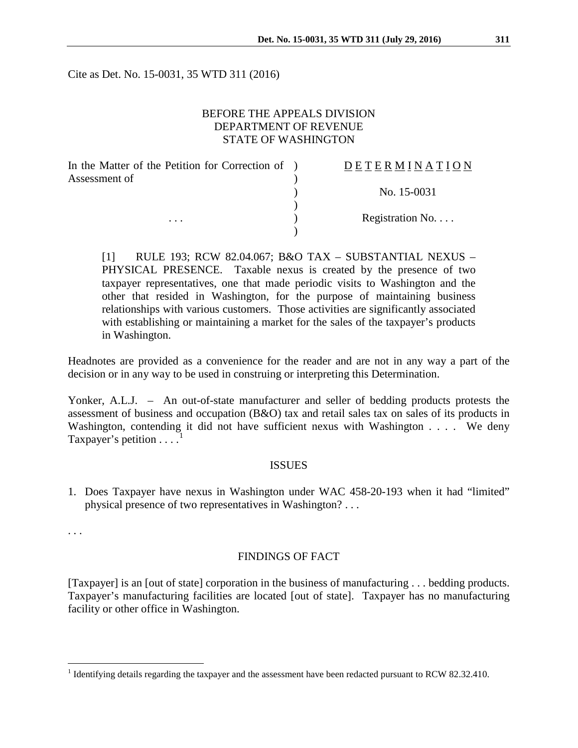Cite as Det. No. 15-0031, 35 WTD 311 (2016)

BEFORE THE APPEALS DIVISION
DEPARTMENT OF REVENUE
STATE OF WASHINGTON

| In the Matter of the Petition for Correction of Assessment of | ) | DETERMINATION |
|---|---|---|
| | ) | No. 15-0031 |
| . . . | ) | Registration No. . . . |

[1] RULE 193; RCW 82.04.067; B&O TAX – SUBSTANTIAL NEXUS – PHYSICAL PRESENCE. Taxable nexus is created by the presence of two taxpayer representatives, one that made periodic visits to Washington and the other that resided in Washington, for the purpose of maintaining business relationships with various customers. Those activities are significantly associated with establishing or maintaining a market for the sales of the taxpayer's products in Washington.

Headnotes are provided as a convenience for the reader and are not in any way a part of the decision or in any way to be used in construing or interpreting this Determination.

Yonker, A.L.J. – An out-of-state manufacturer and seller of bedding products protests the assessment of business and occupation (B&O) tax and retail sales tax on sales of its products in Washington, contending it did not have sufficient nexus with Washington . . . . We deny Taxpayer's petition . . . .[1]

## ISSUES

1. Does Taxpayer have nexus in Washington under WAC 458-20-193 when it had "limited" physical presence of two representatives in Washington? . . .

. . .

## FINDINGS OF FACT

[Taxpayer] is an [out of state] corporation in the business of manufacturing . . . bedding products. Taxpayer's manufacturing facilities are located [out of state]. Taxpayer has no manufacturing facility or other office in Washington.

[1] Identifying details regarding the taxpayer and the assessment have been redacted pursuant to RCW 82.32.410.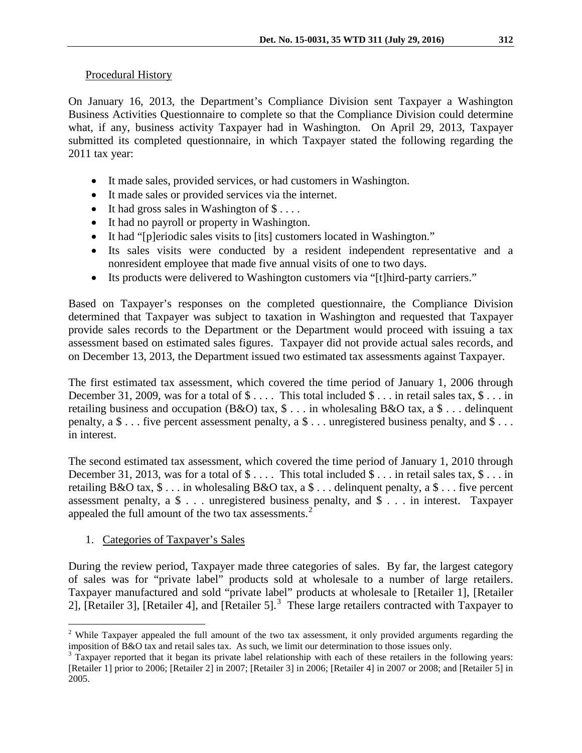Procedural History

On January 16, 2013, the Department's Compliance Division sent Taxpayer a Washington Business Activities Questionnaire to complete so that the Compliance Division could determine what, if any, business activity Taxpayer had in Washington. On April 29, 2013, Taxpayer submitted its completed questionnaire, in which Taxpayer stated the following regarding the 2011 tax year:

- It made sales, provided services, or had customers in Washington.
- It made sales or provided services via the internet.
- It had gross sales in Washington of $ . . . .
- It had no payroll or property in Washington.
- It had "[p]eriodic sales visits to [its] customers located in Washington."
- Its sales visits were conducted by a resident independent representative and a nonresident employee that made five annual visits of one to two days.
- Its products were delivered to Washington customers via "[t]hird-party carriers."

Based on Taxpayer's responses on the completed questionnaire, the Compliance Division determined that Taxpayer was subject to taxation in Washington and requested that Taxpayer provide sales records to the Department or the Department would proceed with issuing a tax assessment based on estimated sales figures. Taxpayer did not provide actual sales records, and on December 13, 2013, the Department issued two estimated tax assessments against Taxpayer.

The first estimated tax assessment, which covered the time period of January 1, 2006 through December 31, 2009, was for a total of $ . . . . This total included $ . . . in retail sales tax, $ . . . in retailing business and occupation (B&O) tax, $ . . . in wholesaling B&O tax, a $ . . . delinquent penalty, a $ . . . five percent assessment penalty, a $ . . . unregistered business penalty, and $ . . . in interest.

The second estimated tax assessment, which covered the time period of January 1, 2010 through December 31, 2013, was for a total of $ . . . . This total included $ . . . in retail sales tax, $ . . . in retailing B&O tax, $ . . . in wholesaling B&O tax, a $ . . . delinquent penalty, a $ . . . five percent assessment penalty, a $ . . . unregistered business penalty, and $ . . . in interest. Taxpayer appealed the full amount of the two tax assessments.[2]

1. Categories of Taxpayer's Sales

During the review period, Taxpayer made three categories of sales. By far, the largest category of sales was for "private label" products sold at wholesale to a number of large retailers. Taxpayer manufactured and sold "private label" products at wholesale to [Retailer 1], [Retailer 2], [Retailer 3], [Retailer 4], and [Retailer 5].[3] These large retailers contracted with Taxpayer to

[2] While Taxpayer appealed the full amount of the two tax assessment, it only provided arguments regarding the imposition of B&O tax and retail sales tax. As such, we limit our determination to those issues only.

[3] Taxpayer reported that it began its private label relationship with each of these retailers in the following years: [Retailer 1] prior to 2006; [Retailer 2] in 2007; [Retailer 3] in 2006; [Retailer 4] in 2007 or 2008; and [Retailer 5] in 2005.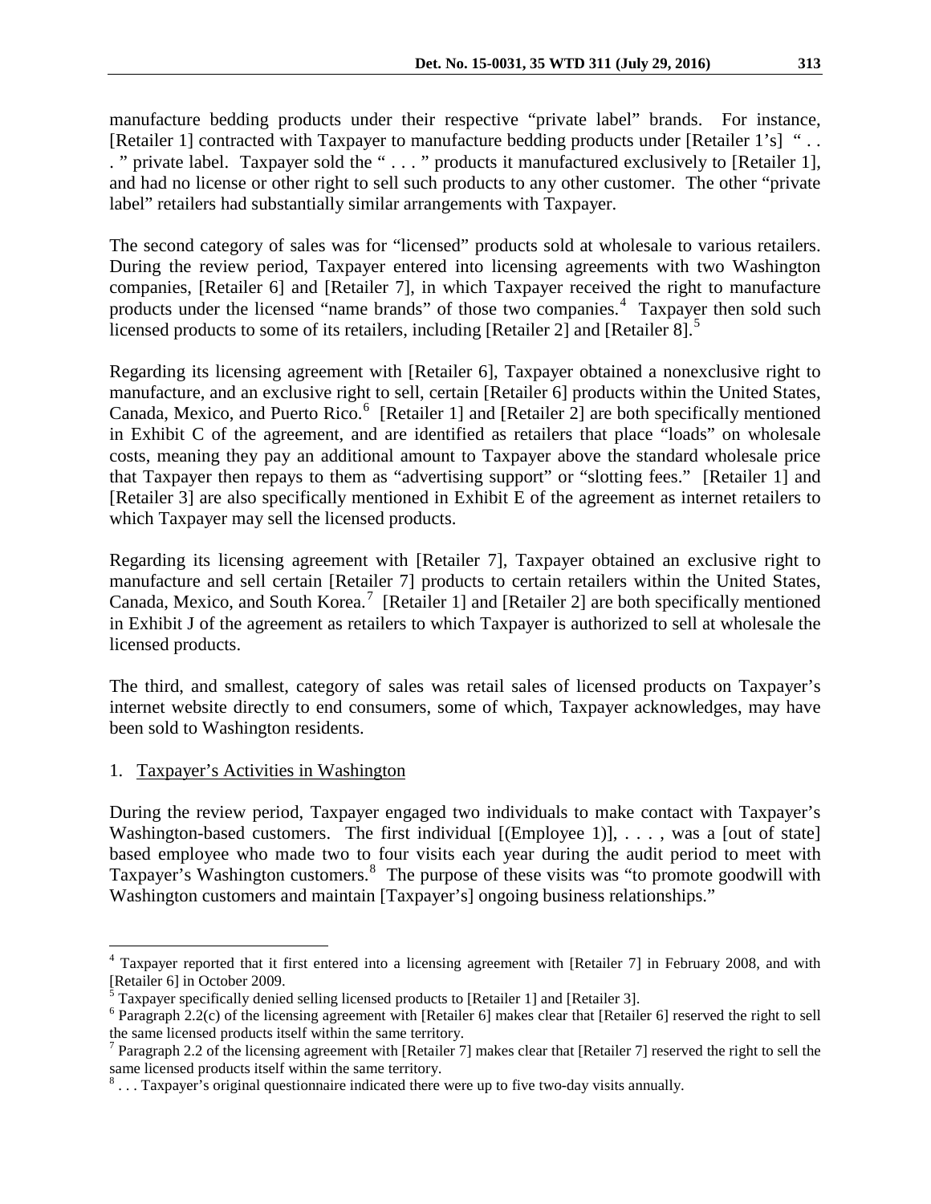manufacture bedding products under their respective "private label" brands. For instance, [Retailer 1] contracted with Taxpayer to manufacture bedding products under [Retailer 1's] " . . . " private label. Taxpayer sold the " . . . " products it manufactured exclusively to [Retailer 1], and had no license or other right to sell such products to any other customer. The other "private label" retailers had substantially similar arrangements with Taxpayer.

The second category of sales was for "licensed" products sold at wholesale to various retailers. During the review period, Taxpayer entered into licensing agreements with two Washington companies, [Retailer 6] and [Retailer 7], in which Taxpayer received the right to manufacture products under the licensed "name brands" of those two companies.[4] Taxpayer then sold such licensed products to some of its retailers, including [Retailer 2] and [Retailer 8].[5]

Regarding its licensing agreement with [Retailer 6], Taxpayer obtained a nonexclusive right to manufacture, and an exclusive right to sell, certain [Retailer 6] products within the United States, Canada, Mexico, and Puerto Rico.[6] [Retailer 1] and [Retailer 2] are both specifically mentioned in Exhibit C of the agreement, and are identified as retailers that place "loads" on wholesale costs, meaning they pay an additional amount to Taxpayer above the standard wholesale price that Taxpayer then repays to them as "advertising support" or "slotting fees." [Retailer 1] and [Retailer 3] are also specifically mentioned in Exhibit E of the agreement as internet retailers to which Taxpayer may sell the licensed products.

Regarding its licensing agreement with [Retailer 7], Taxpayer obtained an exclusive right to manufacture and sell certain [Retailer 7] products to certain retailers within the United States, Canada, Mexico, and South Korea.[7] [Retailer 1] and [Retailer 2] are both specifically mentioned in Exhibit J of the agreement as retailers to which Taxpayer is authorized to sell at wholesale the licensed products.

The third, and smallest, category of sales was retail sales of licensed products on Taxpayer's internet website directly to end consumers, some of which, Taxpayer acknowledges, may have been sold to Washington residents.

1. Taxpayer's Activities in Washington

During the review period, Taxpayer engaged two individuals to make contact with Taxpayer's Washington-based customers. The first individual [(Employee 1)], . . . , was a [out of state] based employee who made two to four visits each year during the audit period to meet with Taxpayer's Washington customers.[8] The purpose of these visits was "to promote goodwill with Washington customers and maintain [Taxpayer's] ongoing business relationships."

[4] Taxpayer reported that it first entered into a licensing agreement with [Retailer 7] in February 2008, and with [Retailer 6] in October 2009.

[5] Taxpayer specifically denied selling licensed products to [Retailer 1] and [Retailer 3].

[6] Paragraph 2.2(c) of the licensing agreement with [Retailer 6] makes clear that [Retailer 6] reserved the right to sell the same licensed products itself within the same territory.

[7] Paragraph 2.2 of the licensing agreement with [Retailer 7] makes clear that [Retailer 7] reserved the right to sell the same licensed products itself within the same territory.

[8] . . . Taxpayer's original questionnaire indicated there were up to five two-day visits annually.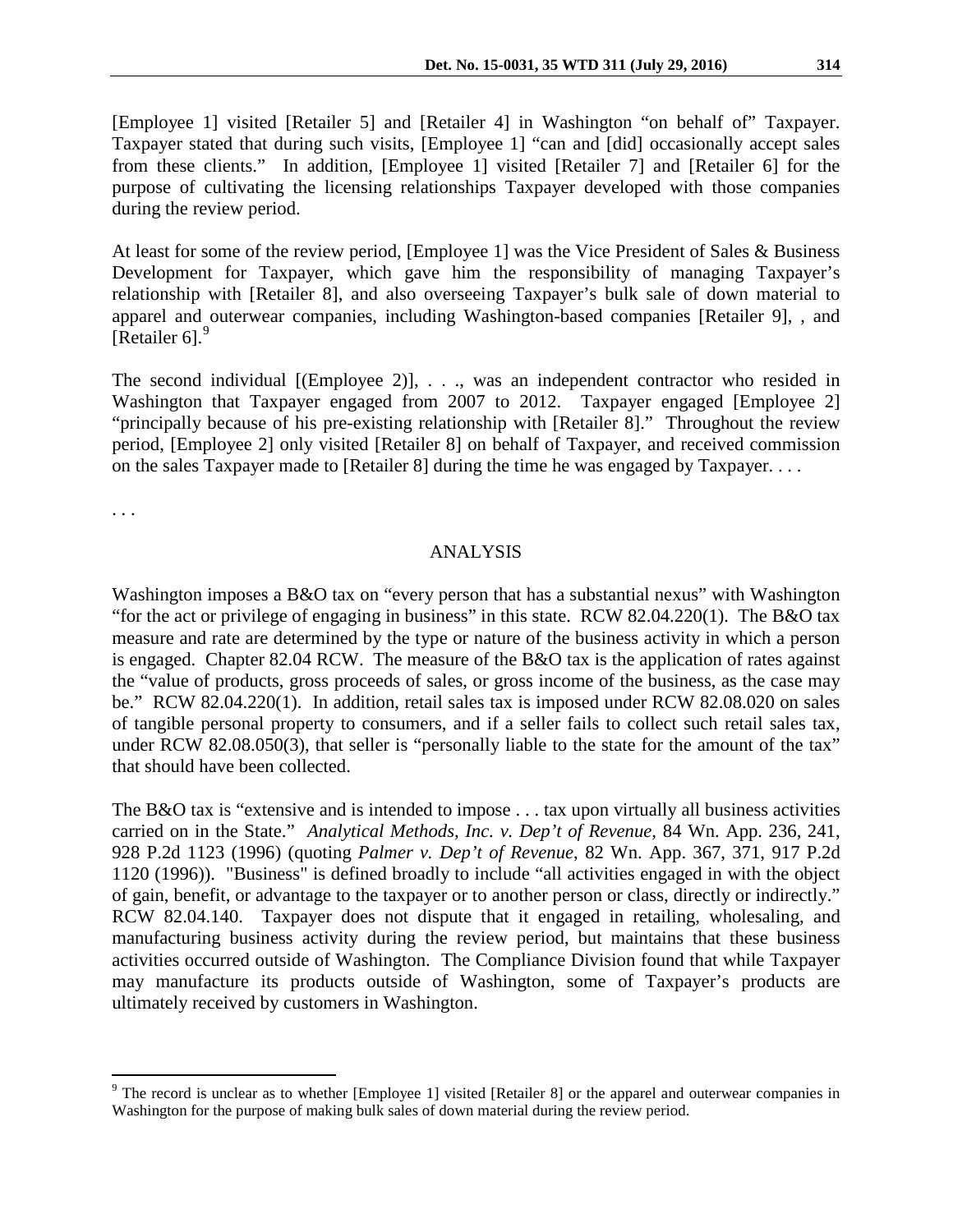[Employee 1] visited [Retailer 5] and [Retailer 4] in Washington "on behalf of" Taxpayer. Taxpayer stated that during such visits, [Employee 1] "can and [did] occasionally accept sales from these clients." In addition, [Employee 1] visited [Retailer 7] and [Retailer 6] for the purpose of cultivating the licensing relationships Taxpayer developed with those companies during the review period.

At least for some of the review period, [Employee 1] was the Vice President of Sales & Business Development for Taxpayer, which gave him the responsibility of managing Taxpayer's relationship with [Retailer 8], and also overseeing Taxpayer's bulk sale of down material to apparel and outerwear companies, including Washington-based companies [Retailer 9], , and [Retailer 6].[9]

The second individual [(Employee 2)], . . ., was an independent contractor who resided in Washington that Taxpayer engaged from 2007 to 2012. Taxpayer engaged [Employee 2] "principally because of his pre-existing relationship with [Retailer 8]." Throughout the review period, [Employee 2] only visited [Retailer 8] on behalf of Taxpayer, and received commission on the sales Taxpayer made to [Retailer 8] during the time he was engaged by Taxpayer. . . .

. . .

## ANALYSIS

Washington imposes a B&O tax on "every person that has a substantial nexus" with Washington "for the act or privilege of engaging in business" in this state. RCW 82.04.220(1). The B&O tax measure and rate are determined by the type or nature of the business activity in which a person is engaged. Chapter 82.04 RCW. The measure of the B&O tax is the application of rates against the "value of products, gross proceeds of sales, or gross income of the business, as the case may be." RCW 82.04.220(1). In addition, retail sales tax is imposed under RCW 82.08.020 on sales of tangible personal property to consumers, and if a seller fails to collect such retail sales tax, under RCW 82.08.050(3), that seller is "personally liable to the state for the amount of the tax" that should have been collected.

The B&O tax is "extensive and is intended to impose . . . tax upon virtually all business activities carried on in the State." *Analytical Methods, Inc. v. Dep't of Revenue*, 84 Wn. App. 236, 241, 928 P.2d 1123 (1996) (quoting *Palmer v. Dep't of Revenue*, 82 Wn. App. 367, 371, 917 P.2d 1120 (1996)). "Business" is defined broadly to include "all activities engaged in with the object of gain, benefit, or advantage to the taxpayer or to another person or class, directly or indirectly." RCW 82.04.140. Taxpayer does not dispute that it engaged in retailing, wholesaling, and manufacturing business activity during the review period, but maintains that these business activities occurred outside of Washington. The Compliance Division found that while Taxpayer may manufacture its products outside of Washington, some of Taxpayer's products are ultimately received by customers in Washington.

---

[9] The record is unclear as to whether [Employee 1] visited [Retailer 8] or the apparel and outerwear companies in Washington for the purpose of making bulk sales of down material during the review period.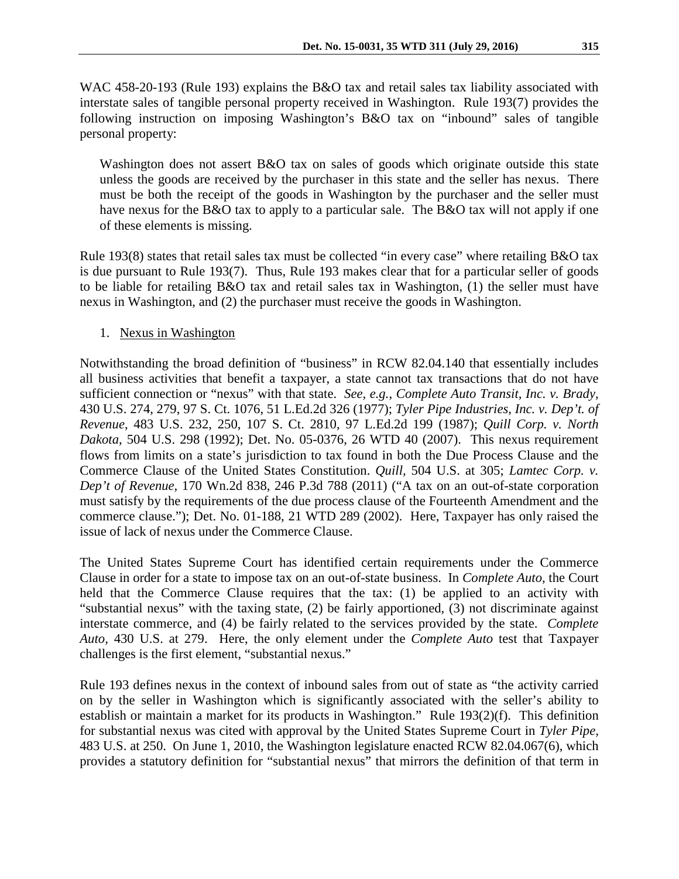WAC 458-20-193 (Rule 193) explains the B&O tax and retail sales tax liability associated with interstate sales of tangible personal property received in Washington. Rule 193(7) provides the following instruction on imposing Washington's B&O tax on "inbound" sales of tangible personal property:

> Washington does not assert B&O tax on sales of goods which originate outside this state unless the goods are received by the purchaser in this state and the seller has nexus. There must be both the receipt of the goods in Washington by the purchaser and the seller must have nexus for the B&O tax to apply to a particular sale. The B&O tax will not apply if one of these elements is missing.

Rule 193(8) states that retail sales tax must be collected "in every case" where retailing B&O tax is due pursuant to Rule 193(7). Thus, Rule 193 makes clear that for a particular seller of goods to be liable for retailing B&O tax and retail sales tax in Washington, (1) the seller must have nexus in Washington, and (2) the purchaser must receive the goods in Washington.

1. Nexus in Washington

Notwithstanding the broad definition of "business" in RCW 82.04.140 that essentially includes all business activities that benefit a taxpayer, a state cannot tax transactions that do not have sufficient connection or "nexus" with that state. *See, e.g.*, *Complete Auto Transit, Inc. v. Brady*, 430 U.S. 274, 279, 97 S. Ct. 1076, 51 L.Ed.2d 326 (1977); *Tyler Pipe Industries, Inc. v. Dep't. of Revenue*, 483 U.S. 232, 250, 107 S. Ct. 2810, 97 L.Ed.2d 199 (1987); *Quill Corp. v. North Dakota*, 504 U.S. 298 (1992); Det. No. 05-0376, 26 WTD 40 (2007). This nexus requirement flows from limits on a state's jurisdiction to tax found in both the Due Process Clause and the Commerce Clause of the United States Constitution. *Quill*, 504 U.S. at 305; *Lamtec Corp. v. Dep't of Revenue*, 170 Wn.2d 838, 246 P.3d 788 (2011) ("A tax on an out-of-state corporation must satisfy by the requirements of the due process clause of the Fourteenth Amendment and the commerce clause."); Det. No. 01-188, 21 WTD 289 (2002). Here, Taxpayer has only raised the issue of lack of nexus under the Commerce Clause.

The United States Supreme Court has identified certain requirements under the Commerce Clause in order for a state to impose tax on an out-of-state business. In *Complete Auto*, the Court held that the Commerce Clause requires that the tax: (1) be applied to an activity with "substantial nexus" with the taxing state, (2) be fairly apportioned, (3) not discriminate against interstate commerce, and (4) be fairly related to the services provided by the state. *Complete Auto*, 430 U.S. at 279. Here, the only element under the *Complete Auto* test that Taxpayer challenges is the first element, "substantial nexus."

Rule 193 defines nexus in the context of inbound sales from out of state as "the activity carried on by the seller in Washington which is significantly associated with the seller's ability to establish or maintain a market for its products in Washington." Rule 193(2)(f). This definition for substantial nexus was cited with approval by the United States Supreme Court in *Tyler Pipe*, 483 U.S. at 250. On June 1, 2010, the Washington legislature enacted RCW 82.04.067(6), which provides a statutory definition for "substantial nexus" that mirrors the definition of that term in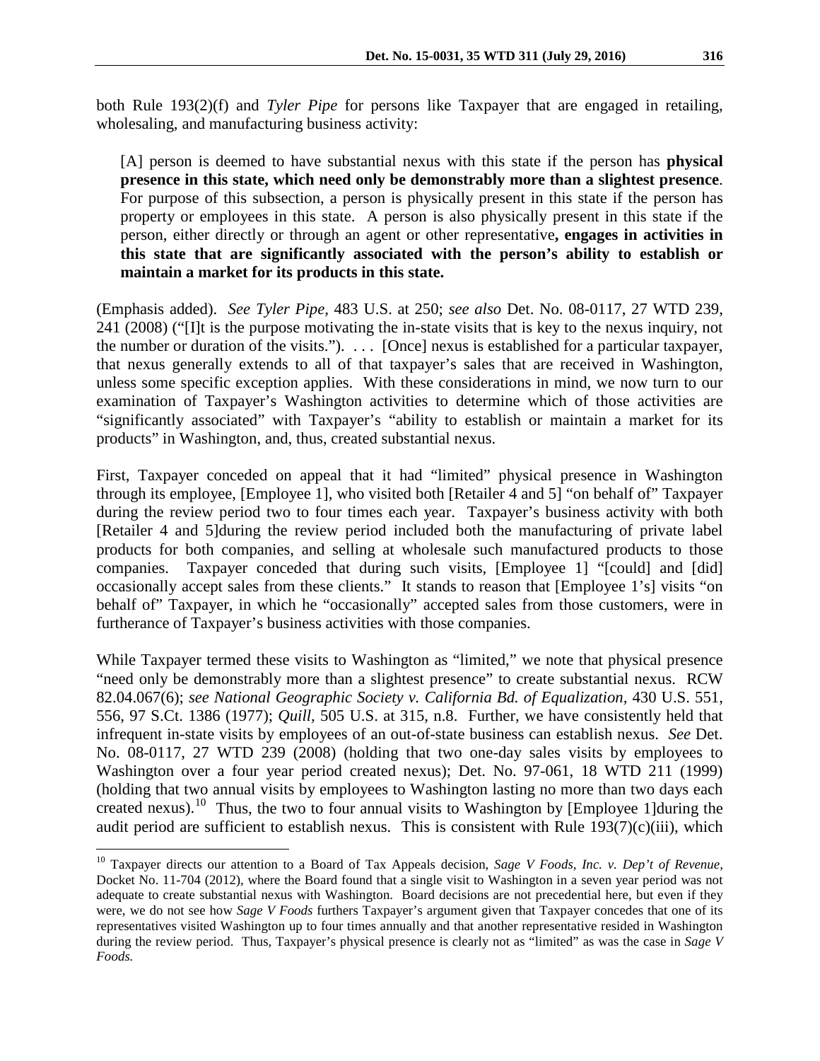both Rule 193(2)(f) and *Tyler Pipe* for persons like Taxpayer that are engaged in retailing, wholesaling, and manufacturing business activity:

> [A] person is deemed to have substantial nexus with this state if the person has **physical presence in this state, which need only be demonstrably more than a slightest presence**. For purpose of this subsection, a person is physically present in this state if the person has property or employees in this state. A person is also physically present in this state if the person, either directly or through an agent or other representative**, engages in activities in this state that are significantly associated with the person's ability to establish or maintain a market for its products in this state.**

(Emphasis added). *See Tyler Pipe*, 483 U.S. at 250; *see also* Det. No. 08-0117, 27 WTD 239, 241 (2008) ("[I]t is the purpose motivating the in-state visits that is key to the nexus inquiry, not the number or duration of the visits."). . . . [Once] nexus is established for a particular taxpayer, that nexus generally extends to all of that taxpayer's sales that are received in Washington, unless some specific exception applies. With these considerations in mind, we now turn to our examination of Taxpayer's Washington activities to determine which of those activities are "significantly associated" with Taxpayer's "ability to establish or maintain a market for its products" in Washington, and, thus, created substantial nexus.

First, Taxpayer conceded on appeal that it had "limited" physical presence in Washington through its employee, [Employee 1], who visited both [Retailer 4 and 5] "on behalf of" Taxpayer during the review period two to four times each year. Taxpayer's business activity with both [Retailer 4 and 5]during the review period included both the manufacturing of private label products for both companies, and selling at wholesale such manufactured products to those companies. Taxpayer conceded that during such visits, [Employee 1] "[could] and [did] occasionally accept sales from these clients." It stands to reason that [Employee 1's] visits "on behalf of" Taxpayer, in which he "occasionally" accepted sales from those customers, were in furtherance of Taxpayer's business activities with those companies.

While Taxpayer termed these visits to Washington as "limited," we note that physical presence "need only be demonstrably more than a slightest presence" to create substantial nexus. RCW 82.04.067(6); *see National Geographic Society v. California Bd. of Equalization*, 430 U.S. 551, 556, 97 S.Ct. 1386 (1977); *Quill,* 505 U.S. at 315, n.8. Further, we have consistently held that infrequent in-state visits by employees of an out-of-state business can establish nexus. *See* Det. No. 08-0117, 27 WTD 239 (2008) (holding that two one-day sales visits by employees to Washington over a four year period created nexus); Det. No. 97-061, 18 WTD 211 (1999) (holding that two annual visits by employees to Washington lasting no more than two days each created nexus).[10] Thus, the two to four annual visits to Washington by [Employee 1]during the audit period are sufficient to establish nexus. This is consistent with Rule 193(7)(c)(iii), which

---

[10] Taxpayer directs our attention to a Board of Tax Appeals decision, *Sage V Foods, Inc. v. Dep't of Revenue*, Docket No. 11-704 (2012), where the Board found that a single visit to Washington in a seven year period was not adequate to create substantial nexus with Washington. Board decisions are not precedential here, but even if they were, we do not see how *Sage V Foods* furthers Taxpayer's argument given that Taxpayer concedes that one of its representatives visited Washington up to four times annually and that another representative resided in Washington during the review period. Thus, Taxpayer's physical presence is clearly not as "limited" as was the case in *Sage V Foods.*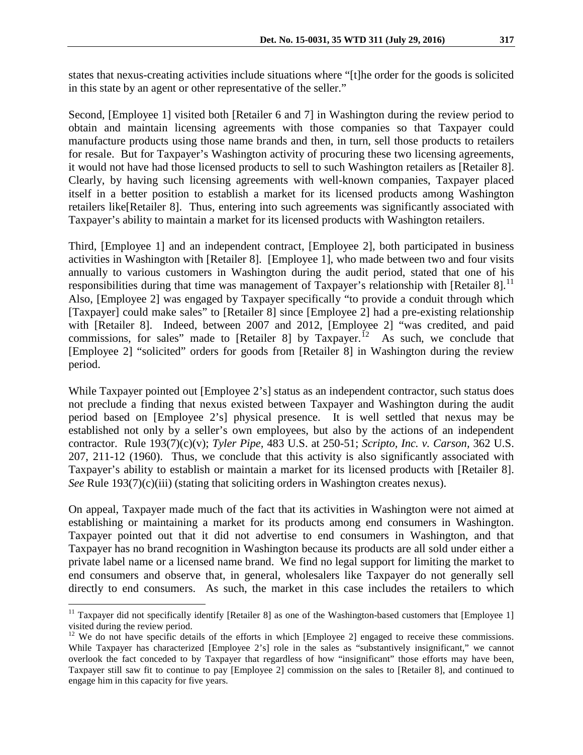states that nexus-creating activities include situations where "[t]he order for the goods is solicited in this state by an agent or other representative of the seller."

Second, [Employee 1] visited both [Retailer 6 and 7] in Washington during the review period to obtain and maintain licensing agreements with those companies so that Taxpayer could manufacture products using those name brands and then, in turn, sell those products to retailers for resale. But for Taxpayer's Washington activity of procuring these two licensing agreements, it would not have had those licensed products to sell to such Washington retailers as [Retailer 8]. Clearly, by having such licensing agreements with well-known companies, Taxpayer placed itself in a better position to establish a market for its licensed products among Washington retailers like[Retailer 8]. Thus, entering into such agreements was significantly associated with Taxpayer's ability to maintain a market for its licensed products with Washington retailers.

Third, [Employee 1] and an independent contract, [Employee 2], both participated in business activities in Washington with [Retailer 8]. [Employee 1], who made between two and four visits annually to various customers in Washington during the audit period, stated that one of his responsibilities during that time was management of Taxpayer's relationship with [Retailer 8].[11] Also, [Employee 2] was engaged by Taxpayer specifically "to provide a conduit through which [Taxpayer] could make sales" to [Retailer 8] since [Employee 2] had a pre-existing relationship with [Retailer 8]. Indeed, between 2007 and 2012, [Employee 2] "was credited, and paid commissions, for sales" made to [Retailer 8] by Taxpayer.[12] As such, we conclude that [Employee 2] "solicited" orders for goods from [Retailer 8] in Washington during the review period.

While Taxpayer pointed out [Employee 2's] status as an independent contractor, such status does not preclude a finding that nexus existed between Taxpayer and Washington during the audit period based on [Employee 2's] physical presence. It is well settled that nexus may be established not only by a seller's own employees, but also by the actions of an independent contractor. Rule 193(7)(c)(v); *Tyler Pipe*, 483 U.S. at 250-51; *Scripto, Inc. v. Carson,* 362 U.S. 207, 211-12 (1960). Thus, we conclude that this activity is also significantly associated with Taxpayer's ability to establish or maintain a market for its licensed products with [Retailer 8]. *See* Rule 193(7)(c)(iii) (stating that soliciting orders in Washington creates nexus).

On appeal, Taxpayer made much of the fact that its activities in Washington were not aimed at establishing or maintaining a market for its products among end consumers in Washington. Taxpayer pointed out that it did not advertise to end consumers in Washington, and that Taxpayer has no brand recognition in Washington because its products are all sold under either a private label name or a licensed name brand. We find no legal support for limiting the market to end consumers and observe that, in general, wholesalers like Taxpayer do not generally sell directly to end consumers. As such, the market in this case includes the retailers to which

---

[11] Taxpayer did not specifically identify [Retailer 8] as one of the Washington-based customers that [Employee 1] visited during the review period.

[12] We do not have specific details of the efforts in which [Employee 2] engaged to receive these commissions. While Taxpayer has characterized [Employee 2's] role in the sales as "substantively insignificant," we cannot overlook the fact conceded to by Taxpayer that regardless of how "insignificant" those efforts may have been, Taxpayer still saw fit to continue to pay [Employee 2] commission on the sales to [Retailer 8], and continued to engage him in this capacity for five years.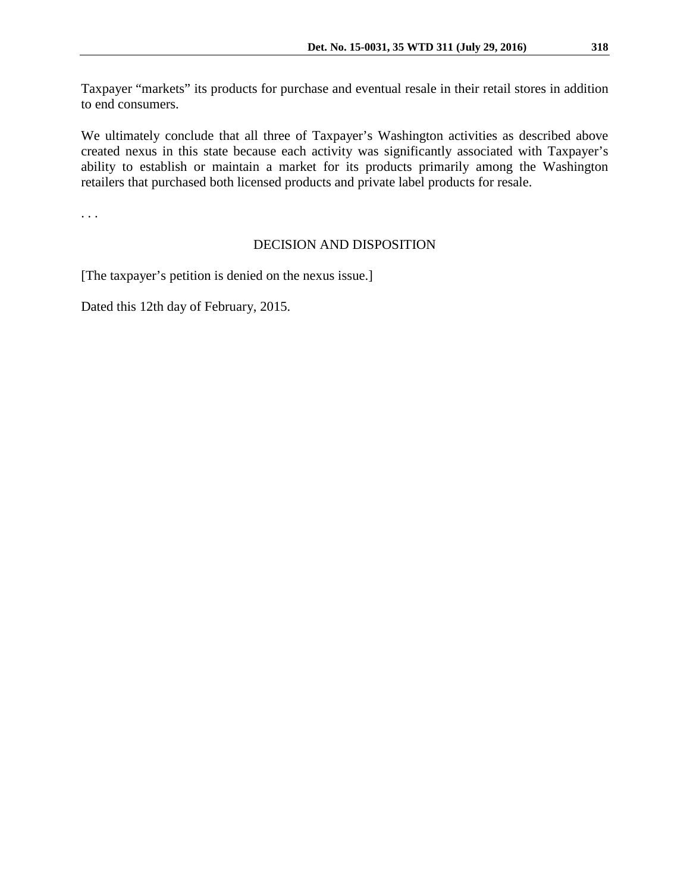Taxpayer "markets" its products for purchase and eventual resale in their retail stores in addition to end consumers.

We ultimately conclude that all three of Taxpayer's Washington activities as described above created nexus in this state because each activity was significantly associated with Taxpayer's ability to establish or maintain a market for its products primarily among the Washington retailers that purchased both licensed products and private label products for resale.

. . .

## DECISION AND DISPOSITION

[The taxpayer's petition is denied on the nexus issue.]

Dated this 12th day of February, 2015.